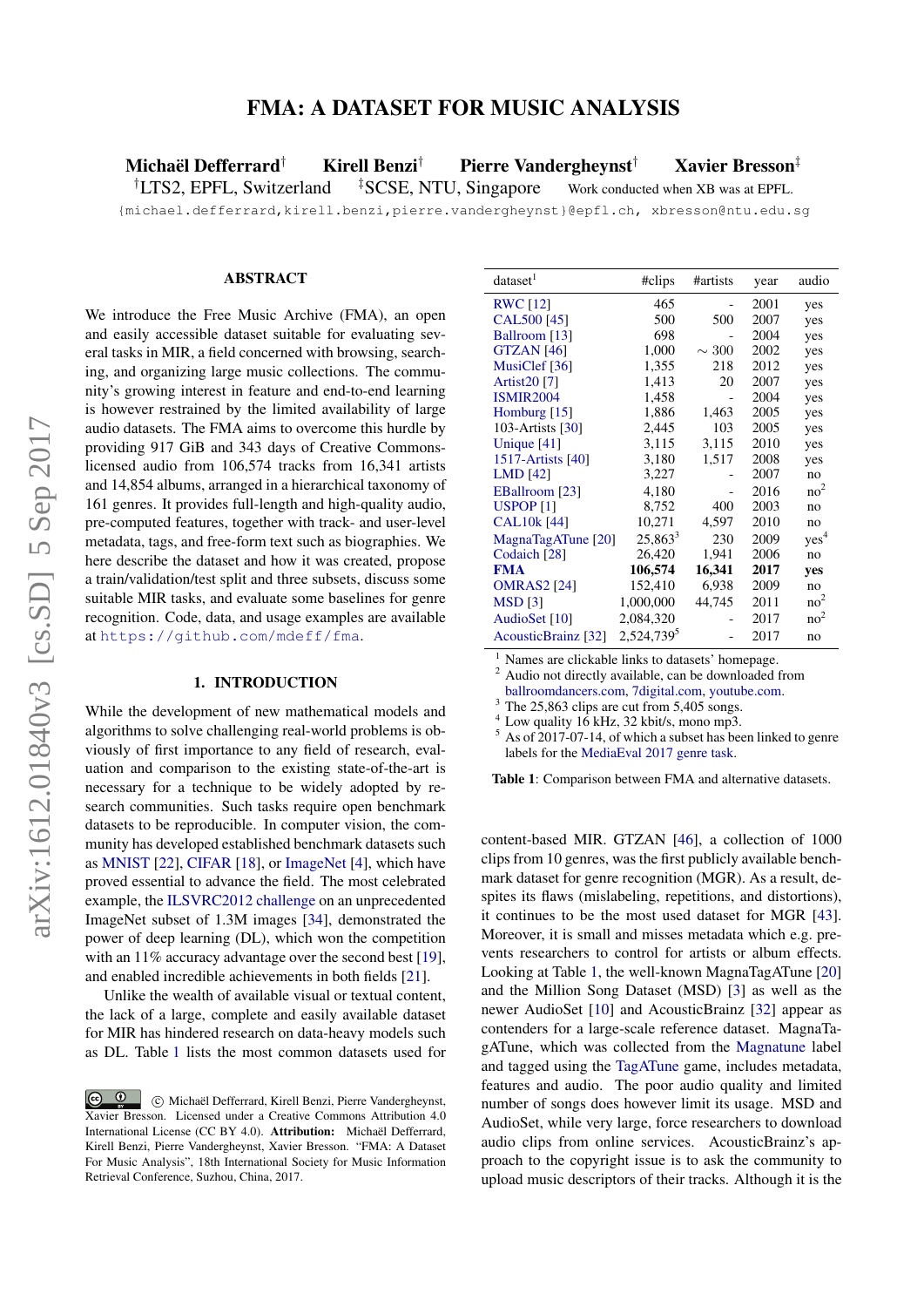# FMA: A DATASET FOR MUSIC ANALYSIS

**Michaël Defferrard**[†] **Kirell Benzi**[†] **Pierre Vandergheynst**[†] **Xavier Bresson**[‡]

[†]LTS2, EPFL, Switzerland [‡]SCSE, NTU, Singapore Work conducted when XB was at EPFL.

{michael.defferrard,kirell.benzi,pierre.vandergheynst}@epfl.ch, xbresson@ntu.edu.sg

## ABSTRACT

We introduce the Free Music Archive (FMA), an open and easily accessible dataset suitable for evaluating several tasks in MIR, a field concerned with browsing, searching, and organizing large music collections. The community's growing interest in feature and end-to-end learning is however restrained by the limited availability of large audio datasets. The FMA aims to overcome this hurdle by providing 917 GiB and 343 days of Creative Commons-licensed audio from 106,574 tracks from 16,341 artists and 14,854 albums, arranged in a hierarchical taxonomy of 161 genres. It provides full-length and high-quality audio, pre-computed features, together with track- and user-level metadata, tags, and free-form text such as biographies. We here describe the dataset and how it was created, propose a train/validation/test split and three subsets, discuss some suitable MIR tasks, and evaluate some baselines for genre recognition. Code, data, and usage examples are available at https://github.com/mdeff/fma.

## 1. INTRODUCTION

While the development of new mathematical models and algorithms to solve challenging real-world problems is obviously of first importance to any field of research, evaluation and comparison to the existing state-of-the-art is necessary for a technique to be widely adopted by research communities. Such tasks require open benchmark datasets to be reproducible. In computer vision, the community has developed established benchmark datasets such as MNIST [22], CIFAR [18], or ImageNet [4], which have proved essential to advance the field. The most celebrated example, the ILSVRC2012 challenge on an unprecedented ImageNet subset of 1.3M images [34], demonstrated the power of deep learning (DL), which won the competition with an 11% accuracy advantage over the second best [19], and enabled incredible achievements in both fields [21].

Unlike the wealth of available visual or textual content, the lack of a large, complete and easily available dataset for MIR has hindered research on data-heavy models such as DL. Table 1 lists the most common datasets used for content-based MIR. GTZAN [46], a collection of 1000 clips from 10 genres, was the first publicly available benchmark dataset for genre recognition (MGR). As a result, despites its flaws (mislabeling, repetitions, and distortions), it continues to be the most used dataset for MGR [43]. Moreover, it is small and misses metadata which e.g. prevents researchers to control for artists or album effects. Looking at Table 1, the well-known MagnaTagATune [20] and the Million Song Dataset (MSD) [3] as well as the newer AudioSet [10] and AcousticBrainz [32] appear as contenders for a large-scale reference dataset. MagnaTagATune, which was collected from the Magnatune label and tagged using the TagATune game, includes metadata, features and audio. The poor audio quality and limited number of songs does however limit its usage. MSD and AudioSet, while very large, force researchers to download audio clips from online services. AcousticBrainz's approach to the copyright issue is to ask the community to upload music descriptors of their tracks. Although it is the

| dataset[1] | #clips | #artists | year | audio |
|---|---|---|---|---|
| RWC [12] | 465 | - | 2001 | yes |
| CAL500 [45] | 500 | 500 | 2007 | yes |
| Ballroom [13] | 698 | - | 2004 | yes |
| GTZAN [46] | 1,000 | ~ 300 | 2002 | yes |
| MusiClef [36] | 1,355 | 218 | 2012 | yes |
| Artist20 [7] | 1,413 | 20 | 2007 | yes |
| ISMIR2004 | 1,458 | - | 2004 | yes |
| Homburg [15] | 1,886 | 1,463 | 2005 | yes |
| 103-Artists [30] | 2,445 | 103 | 2005 | yes |
| Unique [41] | 3,115 | 3,115 | 2010 | yes |
| 1517-Artists [40] | 3,180 | 1,517 | 2008 | yes |
| LMD [42] | 3,227 | - | 2007 | no |
| EBallroom [23] | 4,180 | - | 2016 | no[2] |
| USPOP [1] | 8,752 | 400 | 2003 | no |
| CAL10k [44] | 10,271 | 4,597 | 2010 | no |
| MagnaTagATune [20] | 25,863[3] | 230 | 2009 | yes[4] |
| Codaich [28] | 26,420 | 1,941 | 2006 | no |
| **FMA** | **106,574** | **16,341** | **2017** | **yes** |
| OMRAS2 [24] | 152,410 | 6,938 | 2009 | no |
| MSD [3] | 1,000,000 | 44,745 | 2011 | no[2] |
| AudioSet [10] | 2,084,320 | - | 2017 | no[2] |
| AcousticBrainz [32] | 2,524,739[5] | - | 2017 | no |

[1] Names are clickable links to datasets' homepage.
[2] Audio not directly available, can be downloaded from ballroomdancers.com, 7digital.com, youtube.com.
[3] The 25,863 clips are cut from 5,405 songs.
[4] Low quality 16 kHz, 32 kbit/s, mono mp3.
[5] As of 2017-07-14, of which a subset has been linked to genre labels for the MediaEval 2017 genre task.

**Table 1**: Comparison between FMA and alternative datasets.

© Michaël Defferrard, Kirell Benzi, Pierre Vandergheynst, Xavier Bresson. Licensed under a Creative Commons Attribution 4.0 International License (CC BY 4.0). **Attribution:** Michaël Defferrard, Kirell Benzi, Pierre Vandergheynst, Xavier Bresson. "FMA: A Dataset For Music Analysis", 18th International Society for Music Information Retrieval Conference, Suzhou, China, 2017.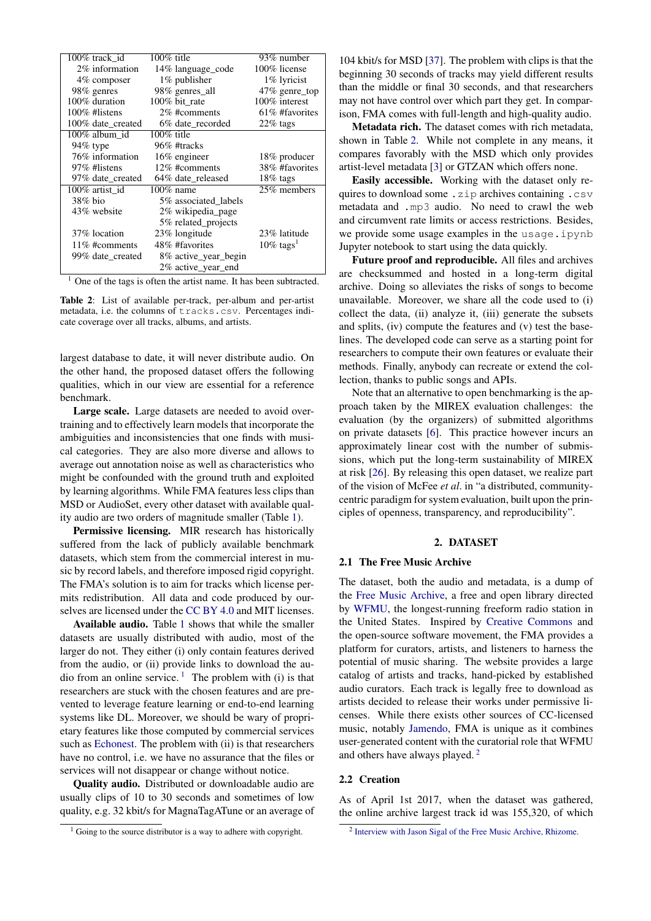| | | |
|---|---|---|
| 100% track_id | 100% title | 93% number |
| 2% information | 14% language_code | 100% license |
| 4% composer | 1% publisher | 1% lyricist |
| 98% genres | 98% genres_all | 47% genre_top |
| 100% duration | 100% bit_rate | 100% interest |
| 100% #listens | 2% #comments | 61% #favorites |
| 100% date_created | 6% date_recorded | 22% tags |
| 100% album_id | 100% title | |
| 94% type | 96% #tracks | |
| 76% information | 16% engineer | 18% producer |
| 97% #listens | 12% #comments | 38% #favorites |
| 97% date_created | 64% date_released | 18% tags |
| 100% artist_id | 100% name | 25% members |
| 38% bio | 5% associated_labels | |
| 43% website | 2% wikipedia_page | |
| | 5% related_projects | |
| 37% location | 23% longitude | 23% latitude |
| 11% #comments | 48% #favorites | 10% tags[1] |
| 99% date_created | 8% active_year_begin | |
| | 2% active_year_end | |

[1] One of the tags is often the artist name. It has been subtracted.

**Table 2**: List of available per-track, per-album and per-artist metadata, i.e. the columns of `tracks.csv`. Percentages indicate coverage over all tracks, albums, and artists.

largest database to date, it will never distribute audio. On the other hand, the proposed dataset offers the following qualities, which in our view are essential for a reference benchmark.

**Large scale.** Large datasets are needed to avoid overtraining and to effectively learn models that incorporate the ambiguities and inconsistencies that one finds with musical categories. They are also more diverse and allows to average out annotation noise as well as characteristics who might be confounded with the ground truth and exploited by learning algorithms. While FMA features less clips than MSD or AudioSet, every other dataset with available quality audio are two orders of magnitude smaller (Table 1).

**Permissive licensing.** MIR research has historically suffered from the lack of publicly available benchmark datasets, which stem from the commercial interest in music by record labels, and therefore imposed rigid copyright. The FMA's solution is to aim for tracks which license permits redistribution. All data and code produced by ourselves are licensed under the CC BY 4.0 and MIT licenses.

**Available audio.** Table 1 shows that while the smaller datasets are usually distributed with audio, most of the larger do not. They either (i) only contain features derived from the audio, or (ii) provide links to download the audio from an online service. [1] The problem with (i) is that researchers are stuck with the chosen features and are prevented to leverage feature learning or end-to-end learning systems like DL. Moreover, we should be wary of proprietary features like those computed by commercial services such as Echonest. The problem with (ii) is that researchers have no control, i.e. we have no assurance that the files or services will not disappear or change without notice.

**Quality audio.** Distributed or downloadable audio are usually clips of 10 to 30 seconds and sometimes of low quality, e.g. 32 kbit/s for MagnaTagATune or an average of 104 kbit/s for MSD [37]. The problem with clips is that the beginning 30 seconds of tracks may yield different results than the middle or final 30 seconds, and that researchers may not have control over which part they get. In comparison, FMA comes with full-length and high-quality audio.

**Metadata rich.** The dataset comes with rich metadata, shown in Table 2. While not complete in any means, it compares favorably with the MSD which only provides artist-level metadata [3] or GTZAN which offers none.

**Easily accessible.** Working with the dataset only requires to download some `.zip` archives containing `.csv` metadata and `.mp3` audio. No need to crawl the web and circumvent rate limits or access restrictions. Besides, we provide some usage examples in the `usage.ipynb` Jupyter notebook to start using the data quickly.

**Future proof and reproducible.** All files and archives are checksummed and hosted in a long-term digital archive. Doing so alleviates the risks of songs to become unavailable. Moreover, we share all the code used to (i) collect the data, (ii) analyze it, (iii) generate the subsets and splits, (iv) compute the features and (v) test the baselines. The developed code can serve as a starting point for researchers to compute their own features or evaluate their methods. Finally, anybody can recreate or extend the collection, thanks to public songs and APIs.

Note that an alternative to open benchmarking is the approach taken by the MIREX evaluation challenges: the evaluation (by the organizers) of submitted algorithms on private datasets [6]. This practice however incurs an approximately linear cost with the number of submissions, which put the long-term sustainability of MIREX at risk [26]. By releasing this open dataset, we realize part of the vision of McFee *et al*. in "a distributed, community-centric paradigm for system evaluation, built upon the principles of openness, transparency, and reproducibility".

## 2. DATASET

### 2.1 The Free Music Archive

The dataset, both the audio and metadata, is a dump of the Free Music Archive, a free and open library directed by WFMU, the longest-running freeform radio station in the United States. Inspired by Creative Commons and the open-source software movement, the FMA provides a platform for curators, artists, and listeners to harness the potential of music sharing. The website provides a large catalog of artists and tracks, hand-picked by established audio curators. Each track is legally free to download as artists decided to release their works under permissive licenses. While there exists other sources of CC-licensed music, notably Jamendo, FMA is unique as it combines user-generated content with the curatorial role that WFMU and others have always played. [2]

### 2.2 Creation

As of April 1st 2017, when the dataset was gathered, the online archive largest track id was 155,320, of which

[1] Going to the source distributor is a way to adhere with copyright.

[2] Interview with Jason Sigal of the Free Music Archive, Rhizome.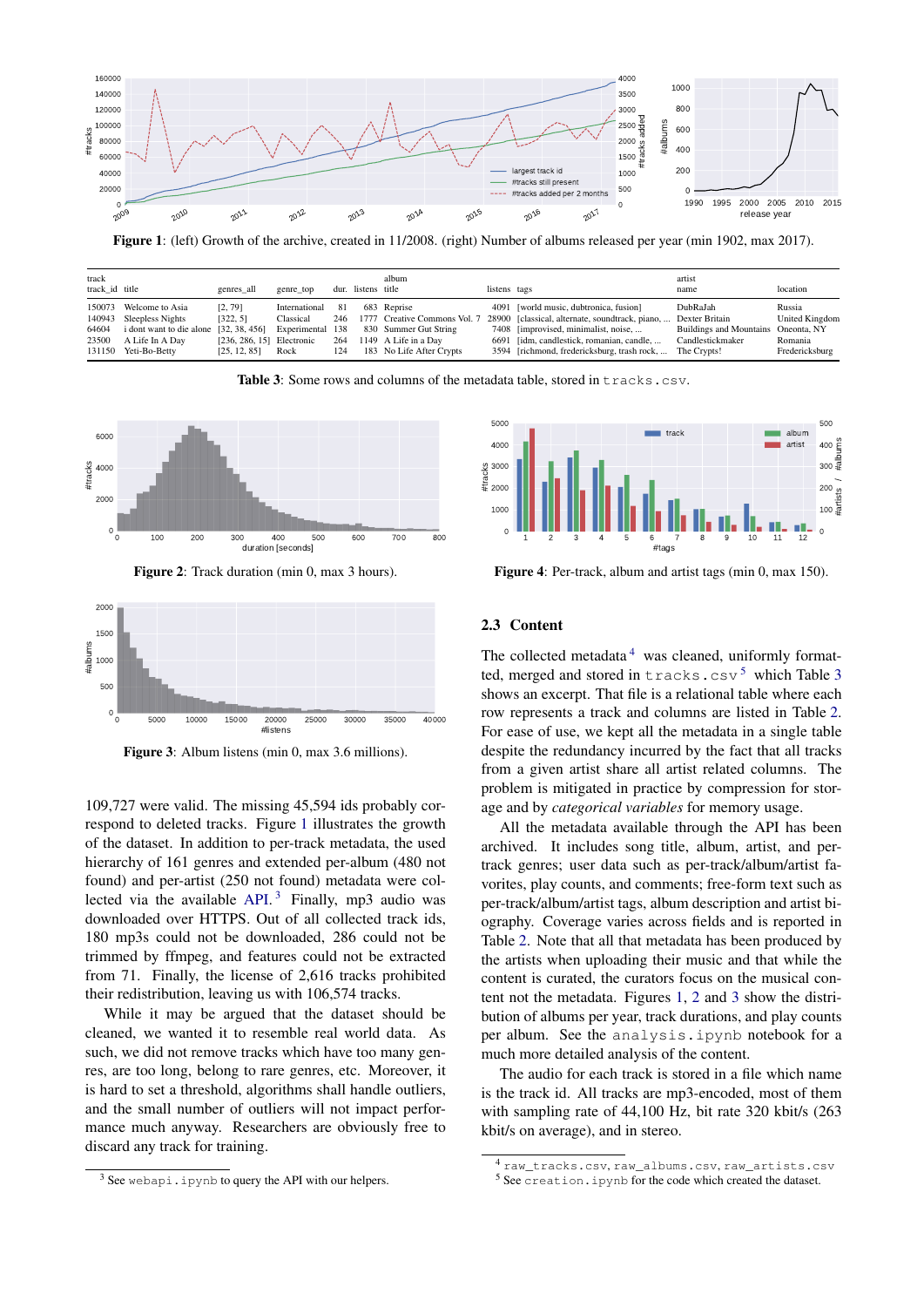**Figure 1**: (left) Growth of the archive, created in 11/2008. (right) Number of albums released per year (min 1902, max 2017).

| track | | | | | | album | | | artist | |
|---|---|---|---|---|---|---|---|---|---|---|
| track_id | title | genres_all | genre_top | dur. | listens | title | listens | tags | name | location |
| 150073 | Welcome to Asia | [2, 79] | International | 81 | 683 | Reprise | 4091 | [world music, dubtronica, fusion] | DubRaJah | Russia |
| 140943 | Sleepless Nights | [322, 5] | Classical | 246 | 1777 | Creative Commons Vol. 7 | 28900 | [classical, alternate, soundtrack, piano, ... | Dexter Britain | United Kingdom |
| 64604 | i dont want to die alone | [32, 38, 456] | Experimental | 138 | 830 | Summer Gut String | 7408 | [improvised, minimalist, noise, ... | Buildings and Mountains | Oneonta, NY |
| 23500 | A Life In A Day | [236, 286, 15] | Electronic | 264 | 1149 | A Life in a Day | 6691 | [idm, candlestick, romanian, candle, ... | Candlestickmaker | Romania |
| 131150 | Yeti-Bo-Betty | [25, 12, 85] | Rock | 124 | 183 | No Life After Crypts | 3594 | [richmond, fredericksburg, trash rock, ... | The Crypts! | Fredericksburg |

**Table 3**: Some rows and columns of the metadata table, stored in `tracks.csv`.

**Figure 2**: Track duration (min 0, max 3 hours).

**Figure 3**: Album listens (min 0, max 3.6 millions).

**Figure 4**: Per-track, album and artist tags (min 0, max 150).

109,727 were valid. The missing 45,594 ids probably correspond to deleted tracks. Figure 1 illustrates the growth of the dataset. In addition to per-track metadata, the used hierarchy of 161 genres and extended per-album (480 not found) and per-artist (250 not found) metadata were collected via the available API.[3] Finally, mp3 audio was downloaded over HTTPS. Out of all collected track ids, 180 mp3s could not be downloaded, 286 could not be trimmed by ffmpeg, and features could not be extracted from 71. Finally, the license of 2,616 tracks prohibited their redistribution, leaving us with 106,574 tracks.

While it may be argued that the dataset should be cleaned, we wanted it to resemble real world data. As such, we did not remove tracks which have too many genres, are too long, belong to rare genres, etc. Moreover, it is hard to set a threshold, algorithms shall handle outliers, and the small number of outliers will not impact performance much anyway. Researchers are obviously free to discard any track for training.

[3] See `webapi.ipynb` to query the API with our helpers.

## 2.3 Content

The collected metadata[4] was cleaned, uniformly formatted, merged and stored in `tracks.csv`[5] which Table 3 shows an excerpt. That file is a relational table where each row represents a track and columns are listed in Table 2. For ease of use, we kept all the metadata in a single table despite the redundancy incurred by the fact that all tracks from a given artist share all artist related columns. The problem is mitigated in practice by compression for storage and by *categorical variables* for memory usage.

All the metadata available through the API has been archived. It includes song title, album, artist, and per-track genres; user data such as per-track/album/artist favorites, play counts, and comments; free-form text such as per-track/album/artist tags, album description and artist biography. Coverage varies across fields and is reported in Table 2. Note that all that metadata has been produced by the artists when uploading their music and that while the content is curated, the curators focus on the musical content not the metadata. Figures 1, 2 and 3 show the distribution of albums per year, track durations, and play counts per album. See the `analysis.ipynb` notebook for a much more detailed analysis of the content.

The audio for each track is stored in a file which name is the track id. All tracks are mp3-encoded, most of them with sampling rate of 44,100 Hz, bit rate 320 kbit/s (263 kbit/s on average), and in stereo.

[4] `raw_tracks.csv`, `raw_albums.csv`, `raw_artists.csv`

[5] See `creation.ipynb` for the code which created the dataset.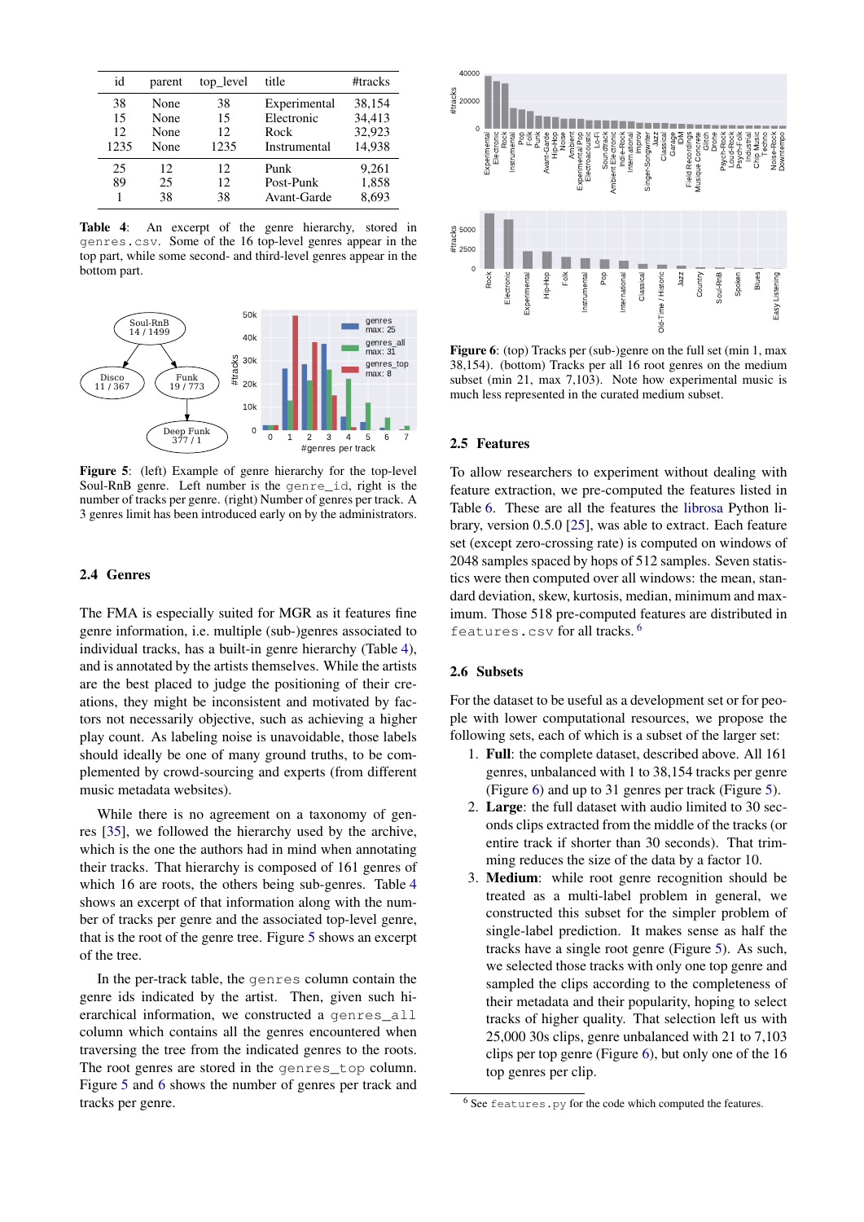| id | parent | top_level | title | #tracks |
|---|---|---|---|---|
| 38 | None | 38 | Experimental | 38,154 |
| 15 | None | 15 | Electronic | 34,413 |
| 12 | None | 12 | Rock | 32,923 |
| 1235 | None | 1235 | Instrumental | 14,938 |
| 25 | 12 | 12 | Punk | 9,261 |
| 89 | 25 | 12 | Post-Punk | 1,858 |
| 1 | 38 | 38 | Avant-Garde | 8,693 |

**Table 4**: An excerpt of the genre hierarchy, stored in `genres.csv`. Some of the 16 top-level genres appear in the top part, while some second- and third-level genres appear in the bottom part.

**Figure 5**: (left) Example of genre hierarchy for the top-level Soul-RnB genre. Left number is the `genre_id`, right is the number of tracks per genre. (right) Number of genres per track. A 3 genres limit has been introduced early on by the administrators.

### 2.4 Genres

The FMA is especially suited for MGR as it features fine genre information, i.e. multiple (sub-)genres associated to individual tracks, has a built-in genre hierarchy (Table 4), and is annotated by the artists themselves. While the artists are the best placed to judge the positioning of their creations, they might be inconsistent and motivated by factors not necessarily objective, such as achieving a higher play count. As labeling noise is unavoidable, those labels should ideally be one of many ground truths, to be complemented by crowd-sourcing and experts (from different music metadata websites).

While there is no agreement on a taxonomy of genres [35], we followed the hierarchy used by the archive, which is the one the authors had in mind when annotating their tracks. That hierarchy is composed of 161 genres of which 16 are roots, the others being sub-genres. Table 4 shows an excerpt of that information along with the number of tracks per genre and the associated top-level genre, that is the root of the genre tree. Figure 5 shows an excerpt of the tree.

In the per-track table, the `genres` column contain the genre ids indicated by the artist. Then, given such hierarchical information, we constructed a `genres_all` column which contains all the genres encountered when traversing the tree from the indicated genres to the roots. The root genres are stored in the `genres_top` column. Figure 5 and 6 shows the number of genres per track and tracks per genre.

**Figure 6**: (top) Tracks per (sub-)genre on the full set (min 1, max 38,154). (bottom) Tracks per all 16 root genres on the medium subset (min 21, max 7,103). Note how experimental music is much less represented in the curated medium subset.

### 2.5 Features

To allow researchers to experiment without dealing with feature extraction, we pre-computed the features listed in Table 6. These are all the features the librosa Python library, version 0.5.0 [25], was able to extract. Each feature set (except zero-crossing rate) is computed on windows of 2048 samples spaced by hops of 512 samples. Seven statistics were then computed over all windows: the mean, standard deviation, skew, kurtosis, median, minimum and maximum. Those 518 pre-computed features are distributed in `features.csv` for all tracks. [6]

### 2.6 Subsets

For the dataset to be useful as a development set or for people with lower computational resources, we propose the following sets, each of which is a subset of the larger set:

1. **Full**: the complete dataset, described above. All 161 genres, unbalanced with 1 to 38,154 tracks per genre (Figure 6) and up to 31 genres per track (Figure 5).
2. **Large**: the full dataset with audio limited to 30 seconds clips extracted from the middle of the tracks (or entire track if shorter than 30 seconds). That trimming reduces the size of the data by a factor 10.
3. **Medium**: while root genre recognition should be treated as a multi-label problem in general, we constructed this subset for the simpler problem of single-label prediction. It makes sense as half the tracks have a single root genre (Figure 5). As such, we selected those tracks with only one top genre and sampled the clips according to the completeness of their metadata and their popularity, hoping to select tracks of higher quality. That selection left us with 25,000 30s clips, genre unbalanced with 21 to 7,103 clips per top genre (Figure 6), but only one of the 16 top genres per clip.

[6] See `features.py` for the code which computed the features.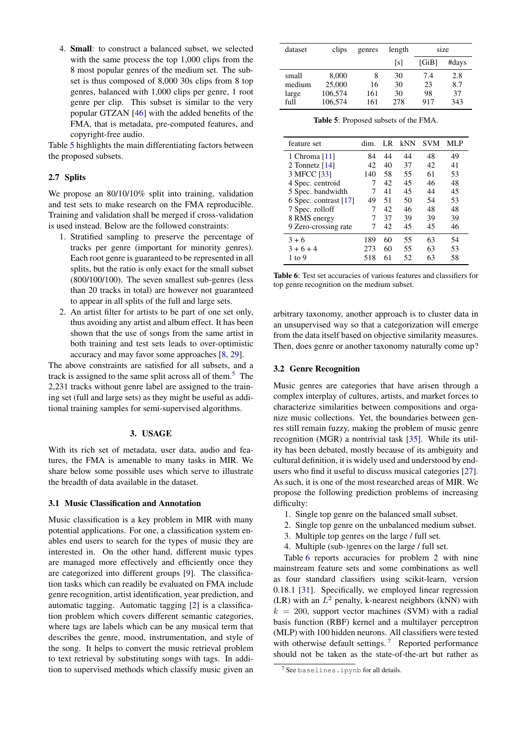4. **Small**: to construct a balanced subset, we selected with the same process the top 1,000 clips from the 8 most popular genres of the medium set. The subset is thus composed of 8,000 30s clips from 8 top genres, balanced with 1,000 clips per genre, 1 root genre per clip. This subset is similar to the very popular GTZAN [46] with the added benefits of the FMA, that is metadata, pre-computed features, and copyright-free audio.

Table 5 highlights the main differentiating factors between the proposed subsets.

### 2.7 Splits

We propose an 80/10/10% split into training, validation and test sets to make research on the FMA reproducible. Training and validation shall be merged if cross-validation is used instead. Below are the followed constraints:

1. Stratified sampling to preserve the percentage of tracks per genre (important for minority genres). Each root genre is guaranteed to be represented in all splits, but the ratio is only exact for the small subset (800/100/100). The seven smallest sub-genres (less than 20 tracks in total) are however not guaranteed to appear in all splits of the full and large sets.
2. An artist filter for artists to be part of one set only, thus avoiding any artist and album effect. It has been shown that the use of songs from the same artist in both training and test sets leads to over-optimistic accuracy and may favor some approaches [8, 29].

The above constraints are satisfied for all subsets, and a track is assigned to the same split across all of them.[5] The 2,231 tracks without genre label are assigned to the training set (full and large sets) as they might be useful as additional training samples for semi-supervised algorithms.

## 3. USAGE

With its rich set of metadata, user data, audio and features, the FMA is amenable to many tasks in MIR. We share below some possible uses which serve to illustrate the breadth of data available in the dataset.

### 3.1 Music Classification and Annotation

Music classification is a key problem in MIR with many potential applications. For one, a classification system enables end users to search for the types of music they are interested in. On the other hand, different music types are managed more effectively and efficiently once they are categorized into different groups [9]. The classification tasks which can readily be evaluated on FMA include genre recognition, artist identification, year prediction, and automatic tagging. Automatic tagging [2] is a classification problem which covers different semantic categories, where tag are labels which can be any musical term that describes the genre, mood, instrumentation, and style of the song. It helps to convert the music retrieval problem to text retrieval by substituting songs with tags. In addition to supervised methods which classify music given an arbitrary taxonomy, another approach is to cluster data in an unsupervised way so that a categorization will emerge from the data itself based on objective similarity measures. Then, does genre or another taxonomy naturally come up?

| dataset | clips | genres | length | size | |
|---|---|---|---|---|---|
| | | | [s] | [GiB] | #days |
| small | 8,000 | 8 | 30 | 7.4 | 2.8 |
| medium | 25,000 | 16 | 30 | 23 | 8.7 |
| large | 106,574 | 161 | 30 | 98 | 37 |
| full | 106,574 | 161 | 278 | 917 | 343 |

**Table 5**: Proposed subsets of the FMA.

| feature set | dim. | LR | kNN | SVM | MLP |
|---|---|---|---|---|---|
| 1 Chroma [11] | 84 | 44 | 44 | 48 | 49 |
| 2 Tonnetz [14] | 42 | 40 | 37 | 42 | 41 |
| 3 MFCC [33] | 140 | 58 | 55 | 61 | 53 |
| 4 Spec. centroid | 7 | 42 | 45 | 46 | 48 |
| 5 Spec. bandwidth | 7 | 41 | 45 | 44 | 45 |
| 6 Spec. contrast [17] | 49 | 51 | 50 | 54 | 53 |
| 7 Spec. rolloff | 7 | 42 | 46 | 48 | 48 |
| 8 RMS energy | 7 | 37 | 39 | 39 | 39 |
| 9 Zero-crossing rate | 7 | 42 | 45 | 45 | 46 |
| 3 + 6 | 189 | 60 | 55 | 63 | 54 |
| 3 + 6 + 4 | 273 | 60 | 55 | 63 | 53 |
| 1 to 9 | 518 | 61 | 52 | 63 | 58 |

**Table 6**: Test set accuracies of various features and classifiers for top genre recognition on the medium subset.

### 3.2 Genre Recognition

Music genres are categories that have arisen through a complex interplay of cultures, artists, and market forces to characterize similarities between compositions and organize music collections. Yet, the boundaries between genres still remain fuzzy, making the problem of music genre recognition (MGR) a nontrivial task [35]. While its utility has been debated, mostly because of its ambiguity and cultural definition, it is widely used and understood by end-users who find it useful to discuss musical categories [27]. As such, it is one of the most researched areas of MIR. We propose the following prediction problems of increasing difficulty:

1. Single top genre on the balanced small subset.
2. Single top genre on the unbalanced medium subset.
3. Multiple top genres on the large / full set.
4. Multiple (sub-)genres on the large / full set.

Table 6 reports accuracies for problem 2 with nine mainstream feature sets and some combinations as well as four standard classifiers using scikit-learn, version 0.18.1 [31]. Specifically, we employed linear regression (LR) with an $L^2$ penalty, k-nearest neighbors (kNN) with $k = 200$, support vector machines (SVM) with a radial basis function (RBF) kernel and a multilayer perceptron (MLP) with 100 hidden neurons. All classifiers were tested with otherwise default settings.[7] Reported performance should not be taken as the state-of-the-art but rather as

[7] See `baselines.ipynb` for all details.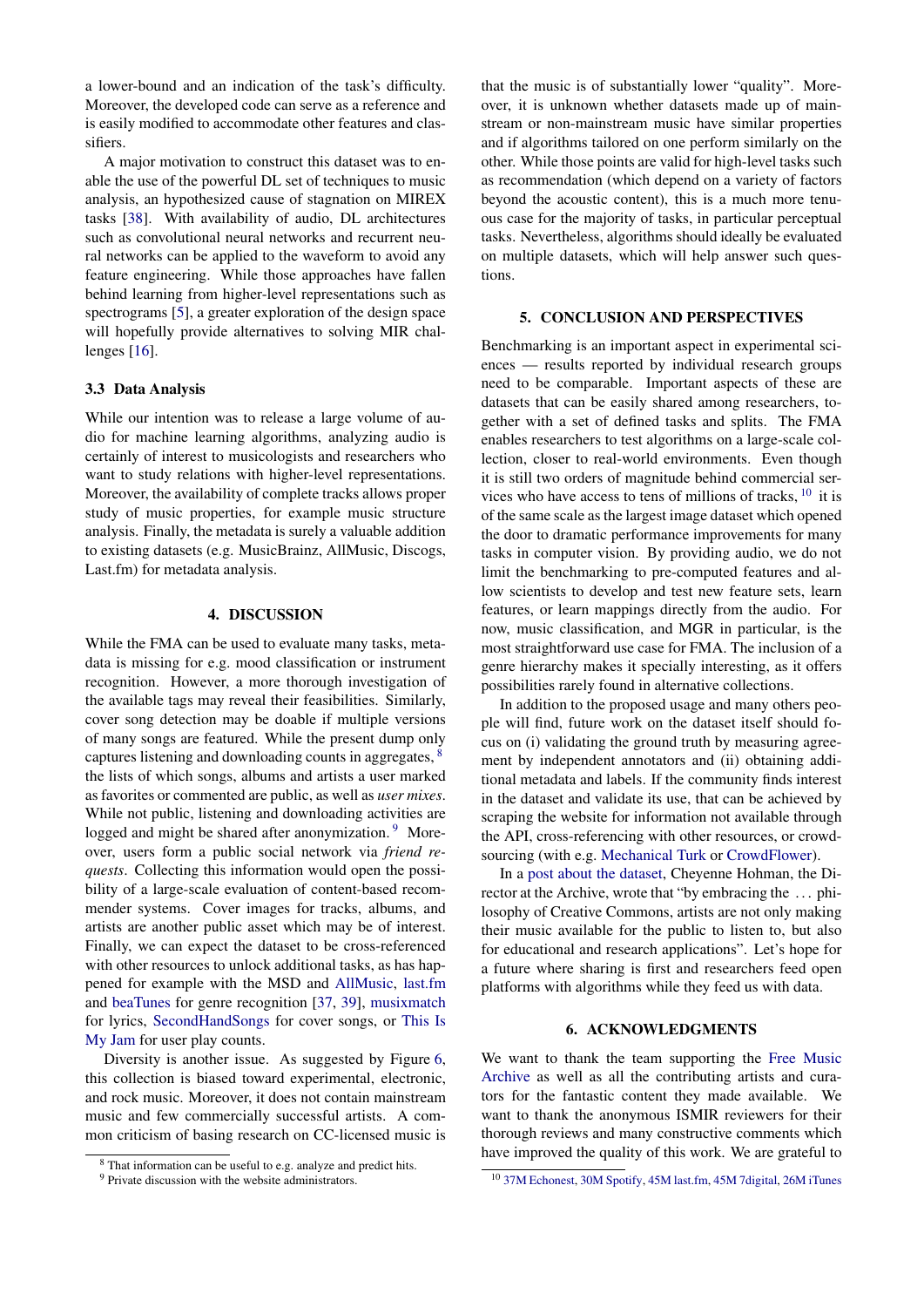a lower-bound and an indication of the task's difficulty. Moreover, the developed code can serve as a reference and is easily modified to accommodate other features and classifiers.

A major motivation to construct this dataset was to enable the use of the powerful DL set of techniques to music analysis, an hypothesized cause of stagnation on MIREX tasks [38]. With availability of audio, DL architectures such as convolutional neural networks and recurrent neural networks can be applied to the waveform to avoid any feature engineering. While those approaches have fallen behind learning from higher-level representations such as spectrograms [5], a greater exploration of the design space will hopefully provide alternatives to solving MIR challenges [16].

### 3.3 Data Analysis

While our intention was to release a large volume of audio for machine learning algorithms, analyzing audio is certainly of interest to musicologists and researchers who want to study relations with higher-level representations. Moreover, the availability of complete tracks allows proper study of music properties, for example music structure analysis. Finally, the metadata is surely a valuable addition to existing datasets (e.g. MusicBrainz, AllMusic, Discogs, Last.fm) for metadata analysis.

## 4. DISCUSSION

While the FMA can be used to evaluate many tasks, metadata is missing for e.g. mood classification or instrument recognition. However, a more thorough investigation of the available tags may reveal their feasibilities. Similarly, cover song detection may be doable if multiple versions of many songs are featured. While the present dump only captures listening and downloading counts in aggregates, [8] the lists of which songs, albums and artists a user marked as favorites or commented are public, as well as *user mixes*. While not public, listening and downloading activities are logged and might be shared after anonymization. [9] Moreover, users form a public social network via *friend requests*. Collecting this information would open the possibility of a large-scale evaluation of content-based recommender systems. Cover images for tracks, albums, and artists are another public asset which may be of interest. Finally, we can expect the dataset to be cross-referenced with other resources to unlock additional tasks, as has happened for example with the MSD and AllMusic, last.fm and beaTunes for genre recognition [37, 39], musixmatch for lyrics, SecondHandSongs for cover songs, or This Is My Jam for user play counts.

Diversity is another issue. As suggested by Figure 6, this collection is biased toward experimental, electronic, and rock music. Moreover, it does not contain mainstream music and few commercially successful artists. A common criticism of basing research on CC-licensed music is that the music is of substantially lower "quality". Moreover, it is unknown whether datasets made up of mainstream or non-mainstream music have similar properties and if algorithms tailored on one perform similarly on the other. While those points are valid for high-level tasks such as recommendation (which depend on a variety of factors beyond the acoustic content), this is a much more tenuous case for the majority of tasks, in particular perceptual tasks. Nevertheless, algorithms should ideally be evaluated on multiple datasets, which will help answer such questions.

## 5. CONCLUSION AND PERSPECTIVES

Benchmarking is an important aspect in experimental sciences — results reported by individual research groups need to be comparable. Important aspects of these are datasets that can be easily shared among researchers, together with a set of defined tasks and splits. The FMA enables researchers to test algorithms on a large-scale collection, closer to real-world environments. Even though it is still two orders of magnitude behind commercial services who have access to tens of millions of tracks, [10] it is of the same scale as the largest image dataset which opened the door to dramatic performance improvements for many tasks in computer vision. By providing audio, we do not limit the benchmarking to pre-computed features and allow scientists to develop and test new feature sets, learn features, or learn mappings directly from the audio. For now, music classification, and MGR in particular, is the most straightforward use case for FMA. The inclusion of a genre hierarchy makes it specially interesting, as it offers possibilities rarely found in alternative collections.

In addition to the proposed usage and many others people will find, future work on the dataset itself should focus on (i) validating the ground truth by measuring agreement by independent annotators and (ii) obtaining additional metadata and labels. If the community finds interest in the dataset and validate its use, that can be achieved by scraping the website for information not available through the API, cross-referencing with other resources, or crowdsourcing (with e.g. Mechanical Turk or CrowdFlower).

In a post about the dataset, Cheyenne Hohman, the Director at the Archive, wrote that "by embracing the … philosophy of Creative Commons, artists are not only making their music available for the public to listen to, but also for educational and research applications". Let's hope for a future where sharing is first and researchers feed open platforms with algorithms while they feed us with data.

## 6. ACKNOWLEDGMENTS

We want to thank the team supporting the Free Music Archive as well as all the contributing artists and curators for the fantastic content they made available. We want to thank the anonymous ISMIR reviewers for their thorough reviews and many constructive comments which have improved the quality of this work. We are grateful to

[8] That information can be useful to e.g. analyze and predict hits.

[9] Private discussion with the website administrators.

[10] 37M Echonest, 30M Spotify, 45M last.fm, 45M 7digital, 26M iTunes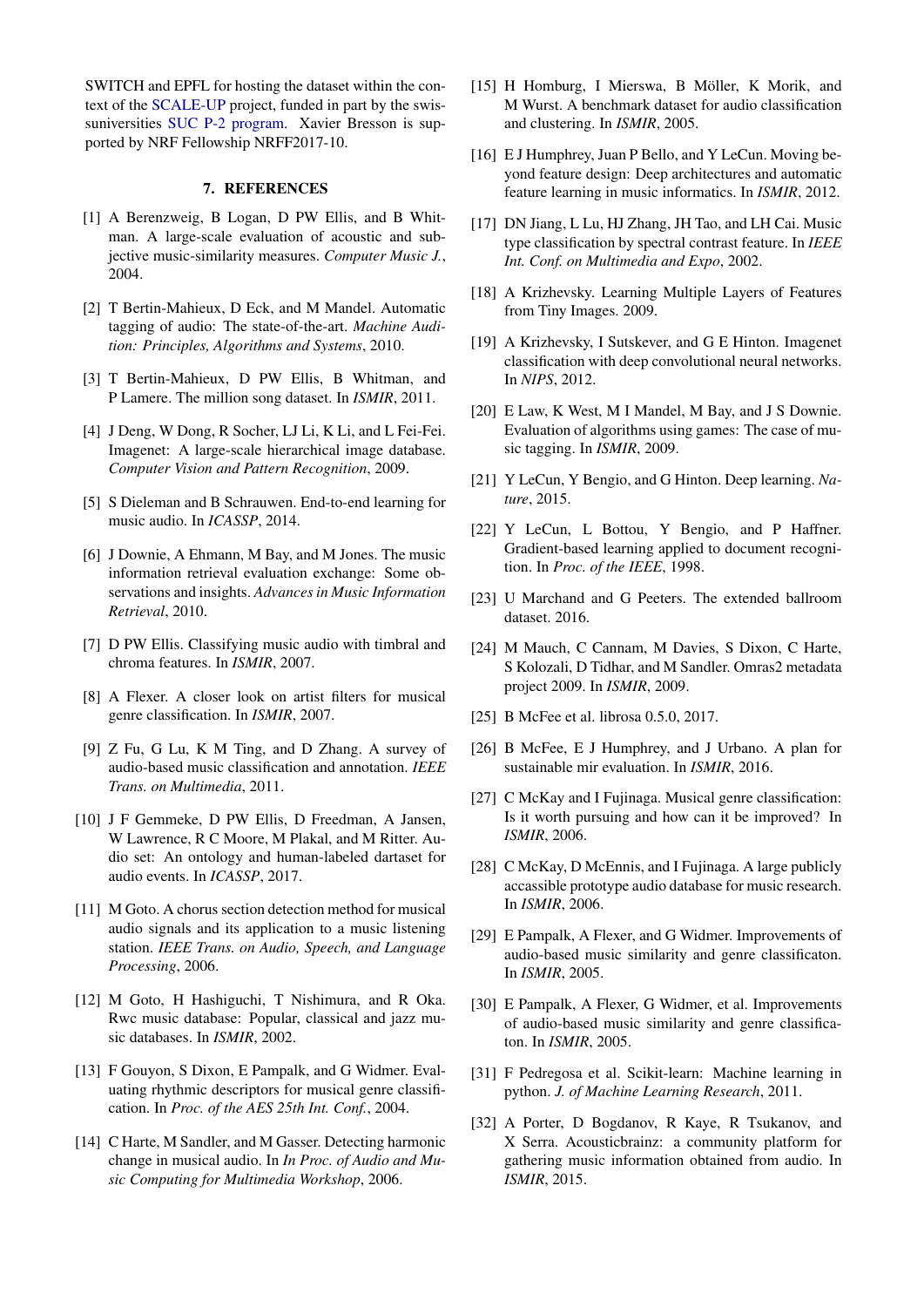SWITCH and EPFL for hosting the dataset within the context of the SCALE-UP project, funded in part by the swissuniversities SUC P-2 program. Xavier Bresson is supported by NRF Fellowship NRFF2017-10.

## 7. REFERENCES

[1] A Berenzweig, B Logan, D PW Ellis, and B Whitman. A large-scale evaluation of acoustic and subjective music-similarity measures. *Computer Music J.*, 2004.

[2] T Bertin-Mahieux, D Eck, and M Mandel. Automatic tagging of audio: The state-of-the-art. *Machine Audition: Principles, Algorithms and Systems*, 2010.

[3] T Bertin-Mahieux, D PW Ellis, B Whitman, and P Lamere. The million song dataset. In *ISMIR*, 2011.

[4] J Deng, W Dong, R Socher, LJ Li, K Li, and L Fei-Fei. Imagenet: A large-scale hierarchical image database. *Computer Vision and Pattern Recognition*, 2009.

[5] S Dieleman and B Schrauwen. End-to-end learning for music audio. In *ICASSP*, 2014.

[6] J Downie, A Ehmann, M Bay, and M Jones. The music information retrieval evaluation exchange: Some observations and insights. *Advances in Music Information Retrieval*, 2010.

[7] D PW Ellis. Classifying music audio with timbral and chroma features. In *ISMIR*, 2007.

[8] A Flexer. A closer look on artist filters for musical genre classification. In *ISMIR*, 2007.

[9] Z Fu, G Lu, K M Ting, and D Zhang. A survey of audio-based music classification and annotation. *IEEE Trans. on Multimedia*, 2011.

[10] J F Gemmeke, D PW Ellis, D Freedman, A Jansen, W Lawrence, R C Moore, M Plakal, and M Ritter. Audio set: An ontology and human-labeled dartaset for audio events. In *ICASSP*, 2017.

[11] M Goto. A chorus section detection method for musical audio signals and its application to a music listening station. *IEEE Trans. on Audio, Speech, and Language Processing*, 2006.

[12] M Goto, H Hashiguchi, T Nishimura, and R Oka. Rwc music database: Popular, classical and jazz music databases. In *ISMIR*, 2002.

[13] F Gouyon, S Dixon, E Pampalk, and G Widmer. Evaluating rhythmic descriptors for musical genre classification. In *Proc. of the AES 25th Int. Conf.*, 2004.

[14] C Harte, M Sandler, and M Gasser. Detecting harmonic change in musical audio. In *In Proc. of Audio and Music Computing for Multimedia Workshop*, 2006.

[15] H Homburg, I Mierswa, B Möller, K Morik, and M Wurst. A benchmark dataset for audio classification and clustering. In *ISMIR*, 2005.

[16] E J Humphrey, Juan P Bello, and Y LeCun. Moving beyond feature design: Deep architectures and automatic feature learning in music informatics. In *ISMIR*, 2012.

[17] DN Jiang, L Lu, HJ Zhang, JH Tao, and LH Cai. Music type classification by spectral contrast feature. In *IEEE Int. Conf. on Multimedia and Expo*, 2002.

[18] A Krizhevsky. Learning Multiple Layers of Features from Tiny Images. 2009.

[19] A Krizhevsky, I Sutskever, and G E Hinton. Imagenet classification with deep convolutional neural networks. In *NIPS*, 2012.

[20] E Law, K West, M I Mandel, M Bay, and J S Downie. Evaluation of algorithms using games: The case of music tagging. In *ISMIR*, 2009.

[21] Y LeCun, Y Bengio, and G Hinton. Deep learning. *Nature*, 2015.

[22] Y LeCun, L Bottou, Y Bengio, and P Haffner. Gradient-based learning applied to document recognition. In *Proc. of the IEEE*, 1998.

[23] U Marchand and G Peeters. The extended ballroom dataset. 2016.

[24] M Mauch, C Cannam, M Davies, S Dixon, C Harte, S Kolozali, D Tidhar, and M Sandler. Omras2 metadata project 2009. In *ISMIR*, 2009.

[25] B McFee et al. librosa 0.5.0, 2017.

[26] B McFee, E J Humphrey, and J Urbano. A plan for sustainable mir evaluation. In *ISMIR*, 2016.

[27] C McKay and I Fujinaga. Musical genre classification: Is it worth pursuing and how can it be improved? In *ISMIR*, 2006.

[28] C McKay, D McEnnis, and I Fujinaga. A large publicly accassible prototype audio database for music research. In *ISMIR*, 2006.

[29] E Pampalk, A Flexer, and G Widmer. Improvements of audio-based music similarity and genre classificaton. In *ISMIR*, 2005.

[30] E Pampalk, A Flexer, G Widmer, et al. Improvements of audio-based music similarity and genre classificaton. In *ISMIR*, 2005.

[31] F Pedregosa et al. Scikit-learn: Machine learning in python. *J. of Machine Learning Research*, 2011.

[32] A Porter, D Bogdanov, R Kaye, R Tsukanov, and X Serra. Acousticbrainz: a community platform for gathering music information obtained from audio. In *ISMIR*, 2015.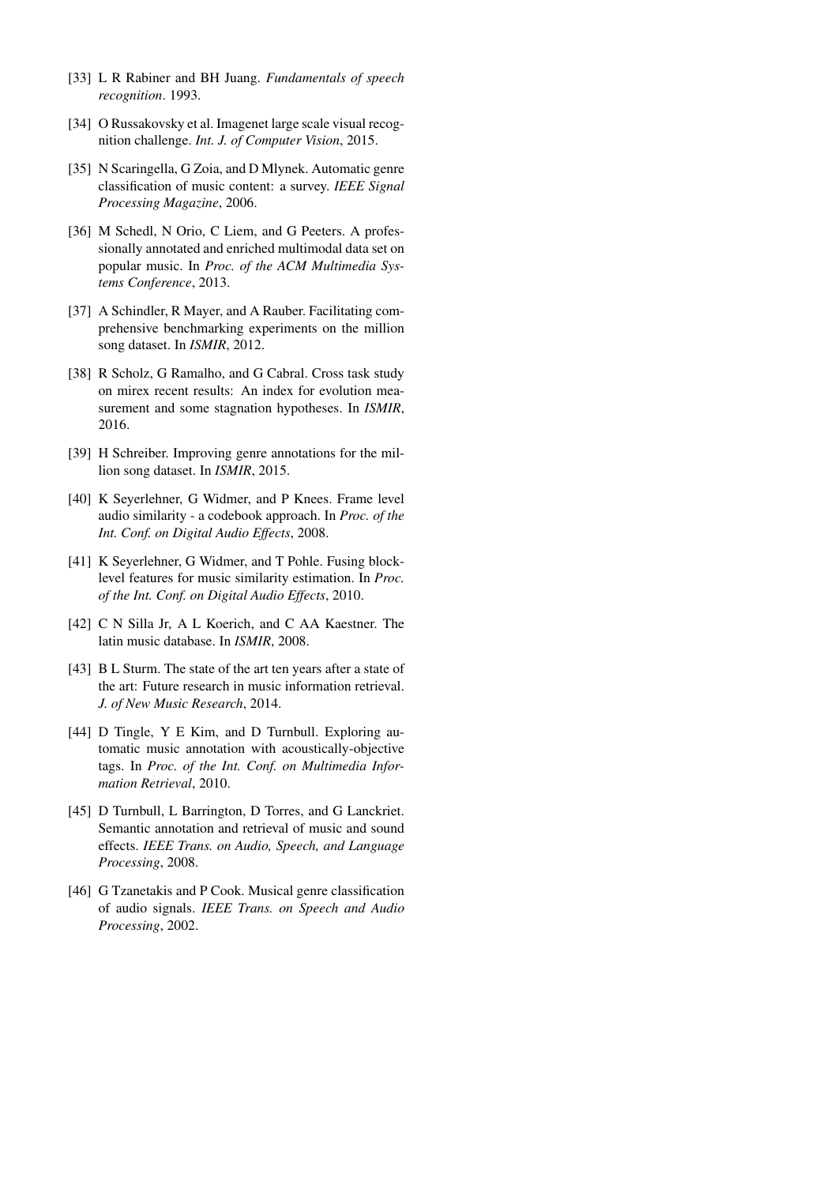[33] L R Rabiner and BH Juang. *Fundamentals of speech recognition*. 1993.

[34] O Russakovsky et al. Imagenet large scale visual recognition challenge. *Int. J. of Computer Vision*, 2015.

[35] N Scaringella, G Zoia, and D Mlynek. Automatic genre classification of music content: a survey. *IEEE Signal Processing Magazine*, 2006.

[36] M Schedl, N Orio, C Liem, and G Peeters. A professionally annotated and enriched multimodal data set on popular music. In *Proc. of the ACM Multimedia Systems Conference*, 2013.

[37] A Schindler, R Mayer, and A Rauber. Facilitating comprehensive benchmarking experiments on the million song dataset. In *ISMIR*, 2012.

[38] R Scholz, G Ramalho, and G Cabral. Cross task study on mirex recent results: An index for evolution measurement and some stagnation hypotheses. In *ISMIR*, 2016.

[39] H Schreiber. Improving genre annotations for the million song dataset. In *ISMIR*, 2015.

[40] K Seyerlehner, G Widmer, and P Knees. Frame level audio similarity - a codebook approach. In *Proc. of the Int. Conf. on Digital Audio Effects*, 2008.

[41] K Seyerlehner, G Widmer, and T Pohle. Fusing block-level features for music similarity estimation. In *Proc. of the Int. Conf. on Digital Audio Effects*, 2010.

[42] C N Silla Jr, A L Koerich, and C AA Kaestner. The latin music database. In *ISMIR*, 2008.

[43] B L Sturm. The state of the art ten years after a state of the art: Future research in music information retrieval. *J. of New Music Research*, 2014.

[44] D Tingle, Y E Kim, and D Turnbull. Exploring automatic music annotation with acoustically-objective tags. In *Proc. of the Int. Conf. on Multimedia Information Retrieval*, 2010.

[45] D Turnbull, L Barrington, D Torres, and G Lanckriet. Semantic annotation and retrieval of music and sound effects. *IEEE Trans. on Audio, Speech, and Language Processing*, 2008.

[46] G Tzanetakis and P Cook. Musical genre classification of audio signals. *IEEE Trans. on Speech and Audio Processing*, 2002.